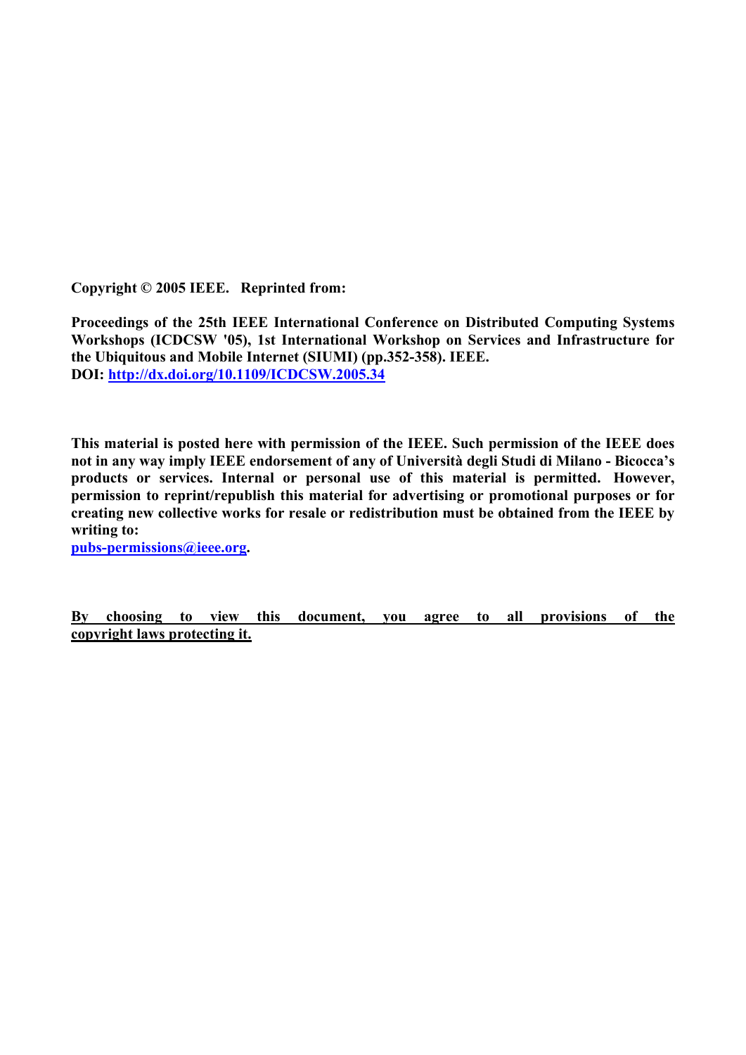**Copyright © 2005 IEEE. Reprinted from:**

**Proceedings of the 25th IEEE International Conference on Distributed Computing Systems Workshops (ICDCSW '05), 1st International Workshop on Services and Infrastructure for the Ubiquitous and Mobile Internet (SIUMI) (pp.352-358). IEEE.**
**DOI: [http://dx.doi.org/10.1109/ICDCSW.2005.34](http://dx.doi.org/10.1109/ICDCSW.2005.34)**

**This material is posted here with permission of the IEEE. Such permission of the IEEE does not in any way imply IEEE endorsement of any of Università degli Studi di Milano - Bicocca's products or services. Internal or personal use of this material is permitted. However, permission to reprint/republish this material for advertising or promotional purposes or for creating new collective works for resale or redistribution must be obtained from the IEEE by writing to:**
**[pubs-permissions@ieee.org](mailto:pubs-permissions@ieee.org).**

**By choosing to view this document, you agree to all provisions of the copyright laws protecting it.**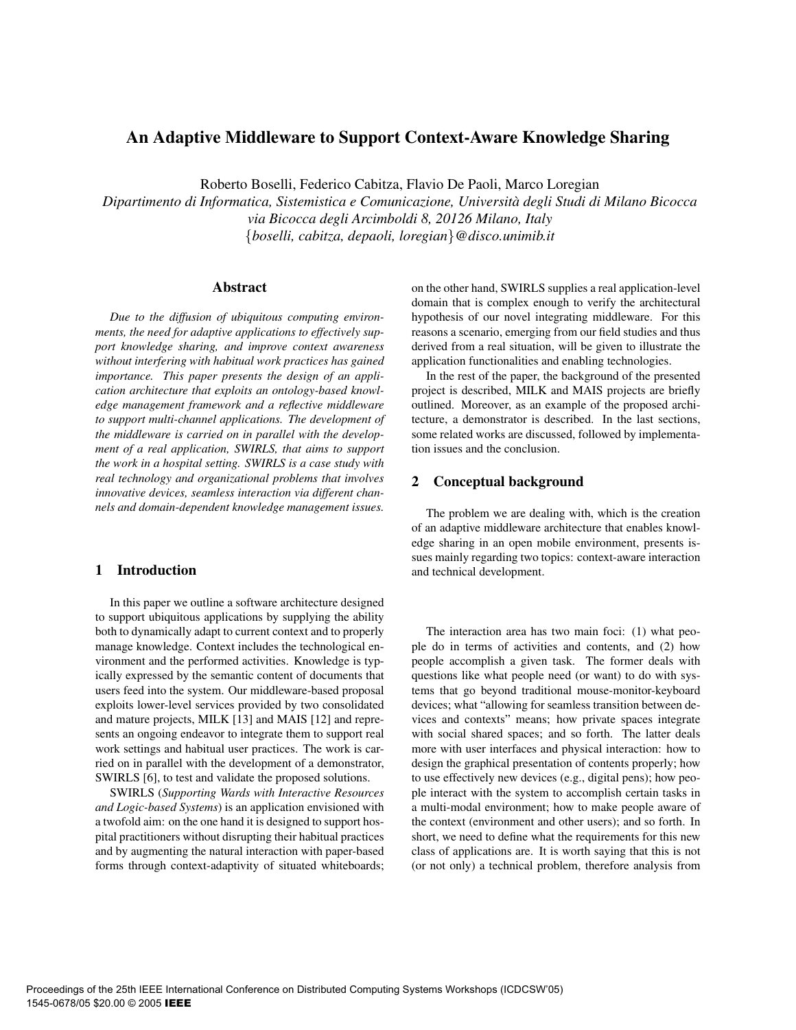# An Adaptive Middleware to Support Context-Aware Knowledge Sharing

Roberto Boselli, Federico Cabitza, Flavio De Paoli, Marco Loregian

*Dipartimento di Informatica, Sistemistica e Comunicazione, Università degli Studi di Milano Bicocca*
*via Bicocca degli Arcimboldi 8, 20126 Milano, Italy*
*{boselli, cabitza, depaoli, loregian}@disco.unimib.it*

## Abstract

*Due to the diffusion of ubiquitous computing environments, the need for adaptive applications to effectively support knowledge sharing, and improve context awareness without interfering with habitual work practices has gained importance. This paper presents the design of an application architecture that exploits an ontology-based knowledge management framework and a reflective middleware to support multi-channel applications. The development of the middleware is carried on in parallel with the development of a real application, SWIRLS, that aims to support the work in a hospital setting. SWIRLS is a case study with real technology and organizational problems that involves innovative devices, seamless interaction via different channels and domain-dependent knowledge management issues.*

## 1 Introduction

In this paper we outline a software architecture designed to support ubiquitous applications by supplying the ability both to dynamically adapt to current context and to properly manage knowledge. Context includes the technological environment and the performed activities. Knowledge is typically expressed by the semantic content of documents that users feed into the system. Our middleware-based proposal exploits lower-level services provided by two consolidated and mature projects, MILK [13] and MAIS [12] and represents an ongoing endeavor to integrate them to support real work settings and habitual user practices. The work is carried on in parallel with the development of a demonstrator, SWIRLS [6], to test and validate the proposed solutions.

SWIRLS (*Supporting Wards with Interactive Resources and Logic-based Systems*) is an application envisioned with a twofold aim: on the one hand it is designed to support hospital practitioners without disrupting their habitual practices and by augmenting the natural interaction with paper-based forms through context-adaptivity of situated whiteboards; on the other hand, SWIRLS supplies a real application-level domain that is complex enough to verify the architectural hypothesis of our novel integrating middleware. For this reasons a scenario, emerging from our field studies and thus derived from a real situation, will be given to illustrate the application functionalities and enabling technologies.

In the rest of the paper, the background of the presented project is described, MILK and MAIS projects are briefly outlined. Moreover, as an example of the proposed architecture, a demonstrator is described. In the last sections, some related works are discussed, followed by implementation issues and the conclusion.

## 2 Conceptual background

The problem we are dealing with, which is the creation of an adaptive middleware architecture that enables knowledge sharing in an open mobile environment, presents issues mainly regarding two topics: context-aware interaction and technical development.

The interaction area has two main foci: (1) what people do in terms of activities and contents, and (2) how people accomplish a given task. The former deals with questions like what people need (or want) to do with systems that go beyond traditional mouse-monitor-keyboard devices; what "allowing for seamless transition between devices and contexts" means; how private spaces integrate with social shared spaces; and so forth. The latter deals more with user interfaces and physical interaction: how to design the graphical presentation of contents properly; how to use effectively new devices (e.g., digital pens); how people interact with the system to accomplish certain tasks in a multi-modal environment; how to make people aware of the context (environment and other users); and so forth. In short, we need to define what the requirements for this new class of applications are. It is worth saying that this is not (or not only) a technical problem, therefore analysis from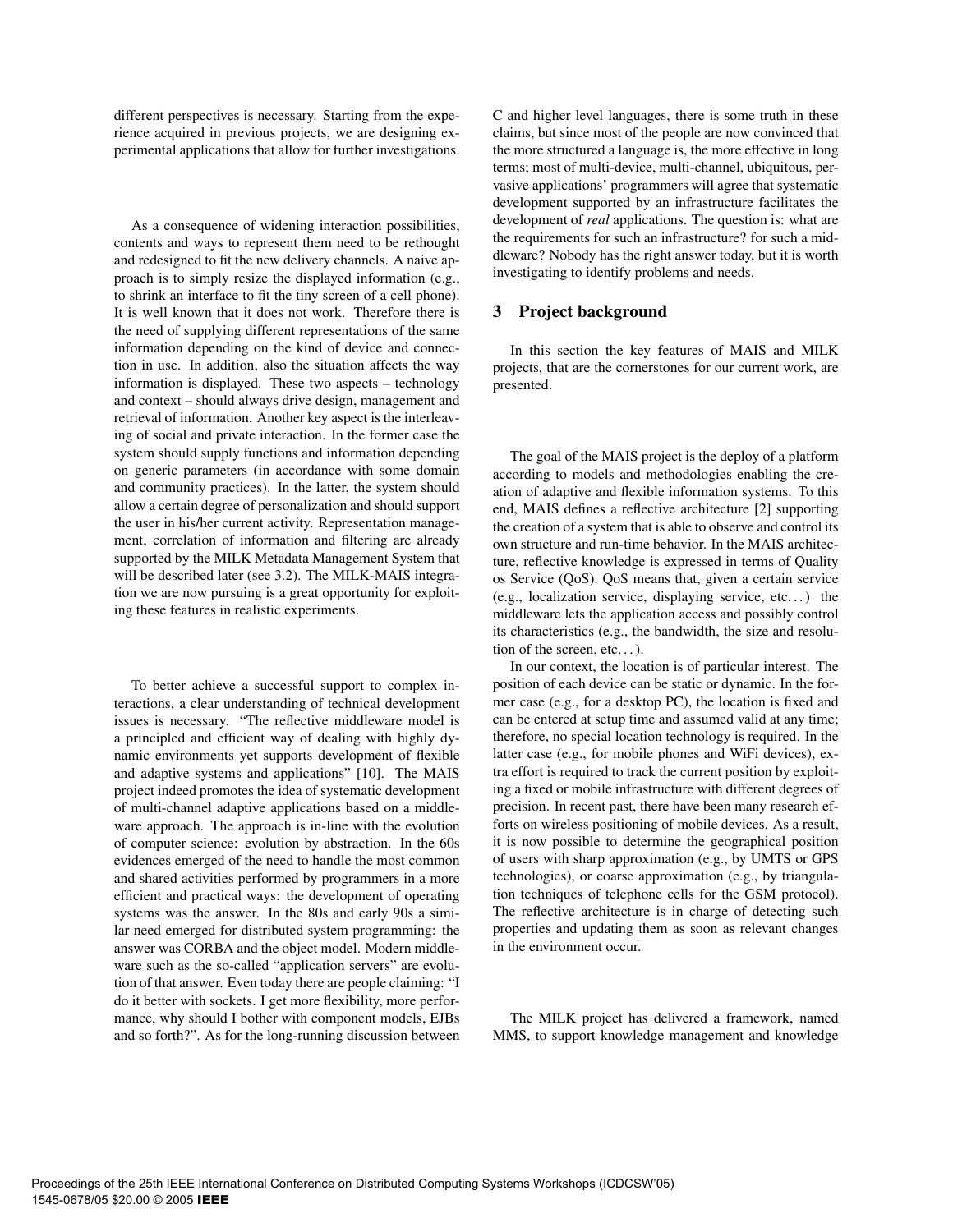different perspectives is necessary. Starting from the experience acquired in previous projects, we are designing experimental applications that allow for further investigations.

As a consequence of widening interaction possibilities, contents and ways to represent them need to be rethought and redesigned to fit the new delivery channels. A naive approach is to simply resize the displayed information (e.g., to shrink an interface to fit the tiny screen of a cell phone). It is well known that it does not work. Therefore there is the need of supplying different representations of the same information depending on the kind of device and connection in use. In addition, also the situation affects the way information is displayed. These two aspects – technology and context – should always drive design, management and retrieval of information. Another key aspect is the interleaving of social and private interaction. In the former case the system should supply functions and information depending on generic parameters (in accordance with some domain and community practices). In the latter, the system should allow a certain degree of personalization and should support the user in his/her current activity. Representation management, correlation of information and filtering are already supported by the MILK Metadata Management System that will be described later (see 3.2). The MILK-MAIS integration we are now pursuing is a great opportunity for exploiting these features in realistic experiments.

To better achieve a successful support to complex interactions, a clear understanding of technical development issues is necessary. "The reflective middleware model is a principled and efficient way of dealing with highly dynamic environments yet supports development of flexible and adaptive systems and applications" [10]. The MAIS project indeed promotes the idea of systematic development of multi-channel adaptive applications based on a middleware approach. The approach is in-line with the evolution of computer science: evolution by abstraction. In the 60s evidences emerged of the need to handle the most common and shared activities performed by programmers in a more efficient and practical ways: the development of operating systems was the answer. In the 80s and early 90s a similar need emerged for distributed system programming: the answer was CORBA and the object model. Modern middleware such as the so-called "application servers" are evolution of that answer. Even today there are people claiming: "I do it better with sockets. I get more flexibility, more performance, why should I bother with component models, EJBs and so forth?". As for the long-running discussion between C and higher level languages, there is some truth in these claims, but since most of the people are now convinced that the more structured a language is, the more effective in long terms; most of multi-device, multi-channel, ubiquitous, pervasive applications' programmers will agree that systematic development supported by an infrastructure facilitates the development of *real* applications. The question is: what are the requirements for such an infrastructure? for such a middleware? Nobody has the right answer today, but it is worth investigating to identify problems and needs.

## 3 Project background

In this section the key features of MAIS and MILK projects, that are the cornerstones for our current work, are presented.

The goal of the MAIS project is the deploy of a platform according to models and methodologies enabling the creation of adaptive and flexible information systems. To this end, MAIS defines a reflective architecture [2] supporting the creation of a system that is able to observe and control its own structure and run-time behavior. In the MAIS architecture, reflective knowledge is expressed in terms of Quality os Service (QoS). QoS means that, given a certain service (e.g., localization service, displaying service, etc...) the middleware lets the application access and possibly control its characteristics (e.g., the bandwidth, the size and resolution of the screen, etc...).

In our context, the location is of particular interest. The position of each device can be static or dynamic. In the former case (e.g., for a desktop PC), the location is fixed and can be entered at setup time and assumed valid at any time; therefore, no special location technology is required. In the latter case (e.g., for mobile phones and WiFi devices), extra effort is required to track the current position by exploiting a fixed or mobile infrastructure with different degrees of precision. In recent past, there have been many research efforts on wireless positioning of mobile devices. As a result, it is now possible to determine the geographical position of users with sharp approximation (e.g., by UMTS or GPS technologies), or coarse approximation (e.g., by triangulation techniques of telephone cells for the GSM protocol). The reflective architecture is in charge of detecting such properties and updating them as soon as relevant changes in the environment occur.

The MILK project has delivered a framework, named MMS, to support knowledge management and knowledge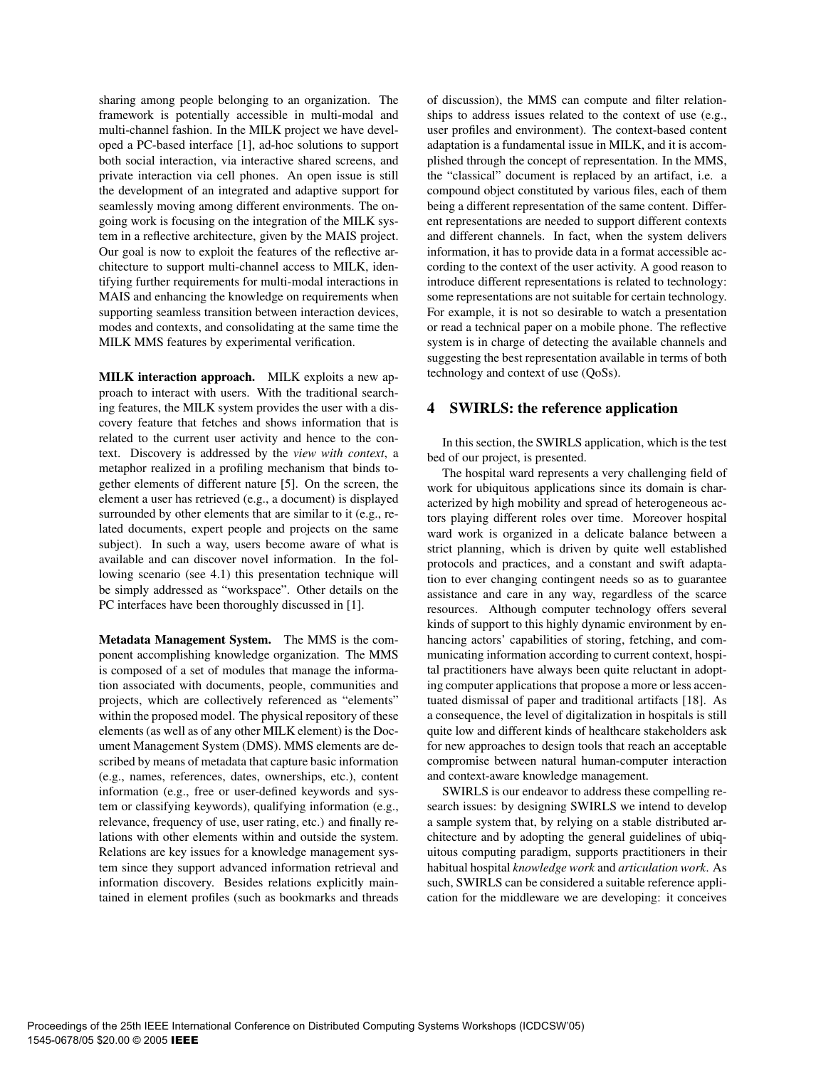sharing among people belonging to an organization. The framework is potentially accessible in multi-modal and multi-channel fashion. In the MILK project we have developed a PC-based interface [1], ad-hoc solutions to support both social interaction, via interactive shared screens, and private interaction via cell phones. An open issue is still the development of an integrated and adaptive support for seamlessly moving among different environments. The ongoing work is focusing on the integration of the MILK system in a reflective architecture, given by the MAIS project. Our goal is now to exploit the features of the reflective architecture to support multi-channel access to MILK, identifying further requirements for multi-modal interactions in MAIS and enhancing the knowledge on requirements when supporting seamless transition between interaction devices, modes and contexts, and consolidating at the same time the MILK MMS features by experimental verification.

**MILK interaction approach.** MILK exploits a new approach to interact with users. With the traditional searching features, the MILK system provides the user with a discovery feature that fetches and shows information that is related to the current user activity and hence to the context. Discovery is addressed by the *view with context*, a metaphor realized in a profiling mechanism that binds together elements of different nature [5]. On the screen, the element a user has retrieved (e.g., a document) is displayed surrounded by other elements that are similar to it (e.g., related documents, expert people and projects on the same subject). In such a way, users become aware of what is available and can discover novel information. In the following scenario (see 4.1) this presentation technique will be simply addressed as "workspace". Other details on the PC interfaces have been thoroughly discussed in [1].

**Metadata Management System.** The MMS is the component accomplishing knowledge organization. The MMS is composed of a set of modules that manage the information associated with documents, people, communities and projects, which are collectively referenced as "elements" within the proposed model. The physical repository of these elements (as well as of any other MILK element) is the Document Management System (DMS). MMS elements are described by means of metadata that capture basic information (e.g., names, references, dates, ownerships, etc.), content information (e.g., free or user-defined keywords and system or classifying keywords), qualifying information (e.g., relevance, frequency of use, user rating, etc.) and finally relations with other elements within and outside the system. Relations are key issues for a knowledge management system since they support advanced information retrieval and information discovery. Besides relations explicitly maintained in element profiles (such as bookmarks and threads of discussion), the MMS can compute and filter relationships to address issues related to the context of use (e.g., user profiles and environment). The context-based content adaptation is a fundamental issue in MILK, and it is accomplished through the concept of representation. In the MMS, the "classical" document is replaced by an artifact, i.e. a compound object constituted by various files, each of them being a different representation of the same content. Different representations are needed to support different contexts and different channels. In fact, when the system delivers information, it has to provide data in a format accessible according to the context of the user activity. A good reason to introduce different representations is related to technology: some representations are not suitable for certain technology. For example, it is not so desirable to watch a presentation or read a technical paper on a mobile phone. The reflective system is in charge of detecting the available channels and suggesting the best representation available in terms of both technology and context of use (QoSs).

## 4 SWIRLS: the reference application

In this section, the SWIRLS application, which is the test bed of our project, is presented.

The hospital ward represents a very challenging field of work for ubiquitous applications since its domain is characterized by high mobility and spread of heterogeneous actors playing different roles over time. Moreover hospital ward work is organized in a delicate balance between a strict planning, which is driven by quite well established protocols and practices, and a constant and swift adaptation to ever changing contingent needs so as to guarantee assistance and care in any way, regardless of the scarce resources. Although computer technology offers several kinds of support to this highly dynamic environment by enhancing actors' capabilities of storing, fetching, and communicating information according to current context, hospital practitioners have always been quite reluctant in adopting computer applications that propose a more or less accentuated dismissal of paper and traditional artifacts [18]. As a consequence, the level of digitalization in hospitals is still quite low and different kinds of healthcare stakeholders ask for new approaches to design tools that reach an acceptable compromise between natural human-computer interaction and context-aware knowledge management.

SWIRLS is our endeavor to address these compelling research issues: by designing SWIRLS we intend to develop a sample system that, by relying on a stable distributed architecture and by adopting the general guidelines of ubiquitous computing paradigm, supports practitioners in their habitual hospital *knowledge work* and *articulation work*. As such, SWIRLS can be considered a suitable reference application for the middleware we are developing: it conceives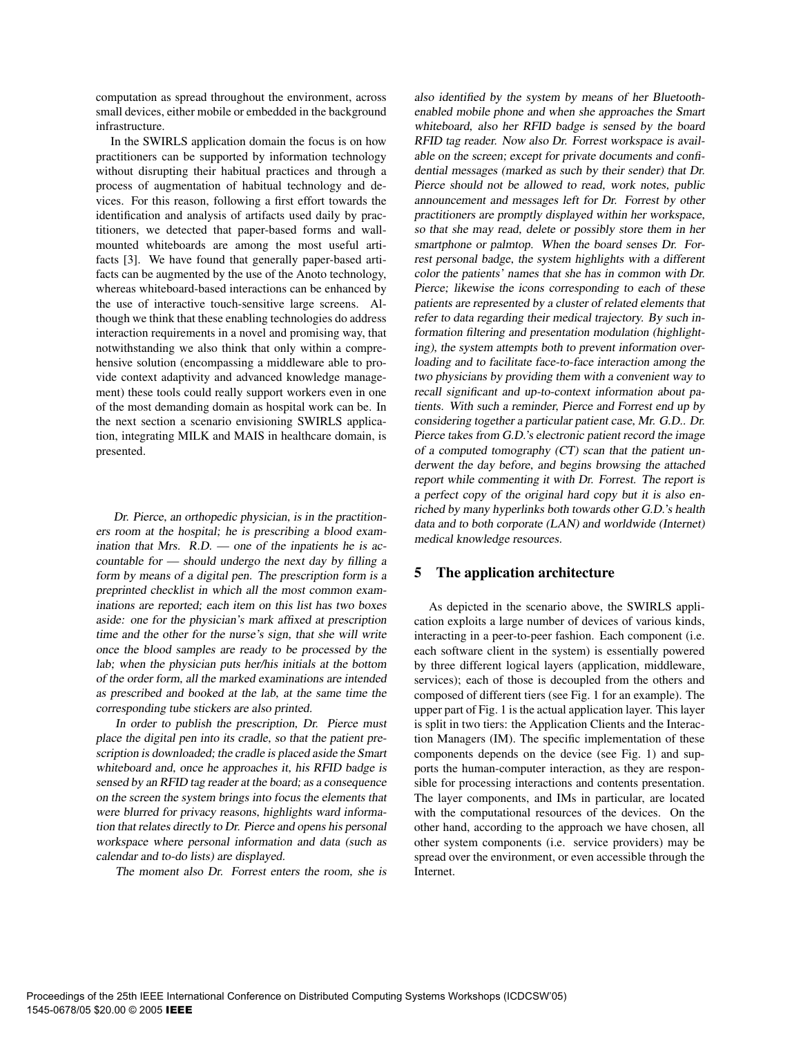computation as spread throughout the environment, across small devices, either mobile or embedded in the background infrastructure.

In the SWIRLS application domain the focus is on how practitioners can be supported by information technology without disrupting their habitual practices and through a process of augmentation of habitual technology and devices. For this reason, following a first effort towards the identification and analysis of artifacts used daily by practitioners, we detected that paper-based forms and wall-mounted whiteboards are among the most useful artifacts [3]. We have found that generally paper-based artifacts can be augmented by the use of the Anoto technology, whereas whiteboard-based interactions can be enhanced by the use of interactive touch-sensitive large screens. Although we think that these enabling technologies do address interaction requirements in a novel and promising way, that notwithstanding we also think that only within a comprehensive solution (encompassing a middleware able to provide context adaptivity and advanced knowledge management) these tools could really support workers even in one of the most demanding domain as hospital work can be. In the next section a scenario envisioning SWIRLS application, integrating MILK and MAIS in healthcare domain, is presented.

*Dr. Pierce, an orthopedic physician, is in the practitioners room at the hospital; he is prescribing a blood examination that Mrs. R.D. — one of the inpatients he is accountable for — should undergo the next day by filling a form by means of a digital pen. The prescription form is a preprinted checklist in which all the most common examinations are reported; each item on this list has two boxes aside: one for the physician's mark affixed at prescription time and the other for the nurse's sign, that she will write once the blood samples are ready to be processed by the lab; when the physician puts her/his initials at the bottom of the order form, all the marked examinations are intended as prescribed and booked at the lab, at the same time the corresponding tube stickers are also printed.*

*In order to publish the prescription, Dr. Pierce must place the digital pen into its cradle, so that the patient prescription is downloaded; the cradle is placed aside the Smart whiteboard and, once he approaches it, his RFID badge is sensed by an RFID tag reader at the board; as a consequence on the screen the system brings into focus the elements that were blurred for privacy reasons, highlights ward information that relates directly to Dr. Pierce and opens his personal workspace where personal information and data (such as calendar and to-do lists) are displayed.*

*The moment also Dr. Forrest enters the room, she is also identified by the system by means of her Bluetooth-enabled mobile phone and when she approaches the Smart whiteboard, also her RFID badge is sensed by the board RFID tag reader. Now also Dr. Forrest workspace is available on the screen; except for private documents and confidential messages (marked as such by their sender) that Dr. Pierce should not be allowed to read, work notes, public announcement and messages left for Dr. Forrest by other practitioners are promptly displayed within her workspace, so that she may read, delete or possibly store them in her smartphone or palmtop. When the board senses Dr. Forrest personal badge, the system highlights with a different color the patients' names that she has in common with Dr. Pierce; likewise the icons corresponding to each of these patients are represented by a cluster of related elements that refer to data regarding their medical trajectory. By such information filtering and presentation modulation (highlighting), the system attempts both to prevent information overloading and to facilitate face-to-face interaction among the two physicians by providing them with a convenient way to recall significant and up-to-context information about patients. With such a reminder, Pierce and Forrest end up by considering together a particular patient case, Mr. G.D.. Dr. Pierce takes from G.D.'s electronic patient record the image of a computed tomography (CT) scan that the patient underwent the day before, and begins browsing the attached report while commenting it with Dr. Forrest. The report is a perfect copy of the original hard copy but it is also enriched by many hyperlinks both towards other G.D.'s health data and to both corporate (LAN) and worldwide (Internet) medical knowledge resources.*

## 5 The application architecture

As depicted in the scenario above, the SWIRLS application exploits a large number of devices of various kinds, interacting in a peer-to-peer fashion. Each component (i.e. each software client in the system) is essentially powered by three different logical layers (application, middleware, services); each of those is decoupled from the others and composed of different tiers (see Fig. 1 for an example). The upper part of Fig. 1 is the actual application layer. This layer is split in two tiers: the Application Clients and the Interaction Managers (IM). The specific implementation of these components depends on the device (see Fig. 1) and supports the human-computer interaction, as they are responsible for processing interactions and contents presentation. The layer components, and IMs in particular, are located with the computational resources of the devices. On the other hand, according to the approach we have chosen, all other system components (i.e. service providers) may be spread over the environment, or even accessible through the Internet.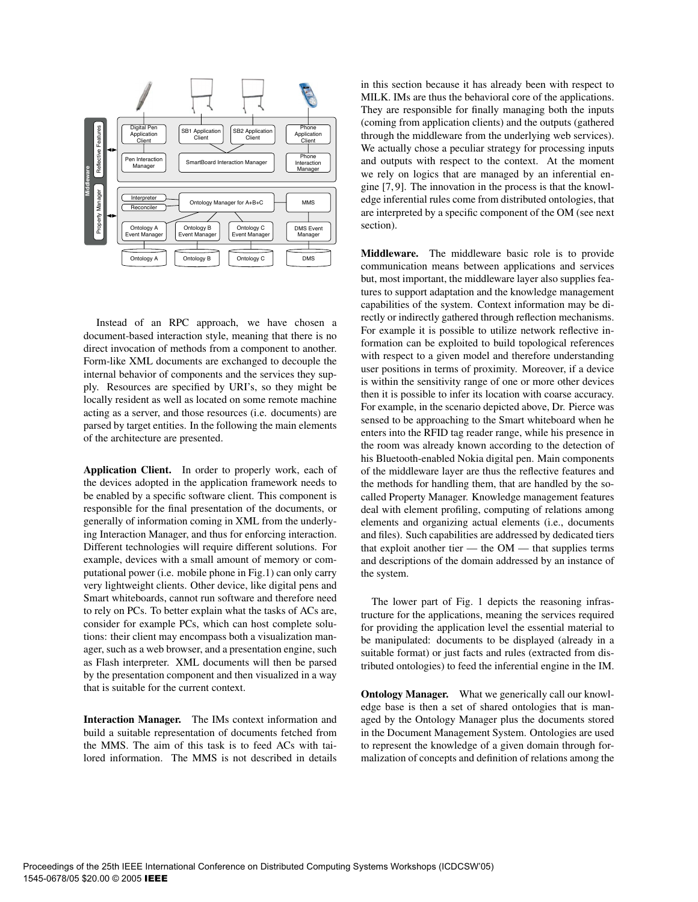Instead of an RPC approach, we have chosen a document-based interaction style, meaning that there is no direct invocation of methods from a component to another. Form-like XML documents are exchanged to decouple the internal behavior of components and the services they supply. Resources are specified by URI's, so they might be locally resident as well as located on some remote machine acting as a server, and those resources (i.e. documents) are parsed by target entities. In the following the main elements of the architecture are presented.

**Application Client.** In order to properly work, each of the devices adopted in the application framework needs to be enabled by a specific software client. This component is responsible for the final presentation of the documents, or generally of information coming in XML from the underlying Interaction Manager, and thus for enforcing interaction. Different technologies will require different solutions. For example, devices with a small amount of memory or computational power (i.e. mobile phone in Fig.1) can only carry very lightweight clients. Other device, like digital pens and Smart whiteboards, cannot run software and therefore need to rely on PCs. To better explain what the tasks of ACs are, consider for example PCs, which can host complete solutions: their client may encompass both a visualization manager, such as a web browser, and a presentation engine, such as Flash interpreter. XML documents will then be parsed by the presentation component and then visualized in a way that is suitable for the current context.

**Interaction Manager.** The IMs context information and build a suitable representation of documents fetched from the MMS. The aim of this task is to feed ACs with tailored information. The MMS is not described in details in this section because it has already been with respect to MILK. IMs are thus the behavioral core of the applications. They are responsible for finally managing both the inputs (coming from application clients) and the outputs (gathered through the middleware from the underlying web services). We actually chose a peculiar strategy for processing inputs and outputs with respect to the context. At the moment we rely on logics that are managed by an inferential engine [7, 9]. The innovation in the process is that the knowledge inferential rules come from distributed ontologies, that are interpreted by a specific component of the OM (see next section).

**Middleware.** The middleware basic role is to provide communication means between applications and services but, most important, the middleware layer also supplies features to support adaptation and the knowledge management capabilities of the system. Context information may be directly or indirectly gathered through reflection mechanisms. For example it is possible to utilize network reflective information can be exploited to build topological references with respect to a given model and therefore understanding user positions in terms of proximity. Moreover, if a device is within the sensitivity range of one or more other devices then it is possible to infer its location with coarse accuracy. For example, in the scenario depicted above, Dr. Pierce was sensed to be approaching to the Smart whiteboard when he enters into the RFID tag reader range, while his presence in the room was already known according to the detection of his Bluetooth-enabled Nokia digital pen. Main components of the middleware layer are thus the reflective features and the methods for handling them, that are handled by the so-called Property Manager. Knowledge management features deal with element profiling, computing of relations among elements and organizing actual elements (i.e., documents and files). Such capabilities are addressed by dedicated tiers that exploit another tier — the OM — that supplies terms and descriptions of the domain addressed by an instance of the system.

The lower part of Fig. 1 depicts the reasoning infrastructure for the applications, meaning the services required for providing the application level the essential material to be manipulated: documents to be displayed (already in a suitable format) or just facts and rules (extracted from distributed ontologies) to feed the inferential engine in the IM.

**Ontology Manager.** What we generically call our knowledge base is then a set of shared ontologies that is managed by the Ontology Manager plus the documents stored in the Document Management System. Ontologies are used to represent the knowledge of a given domain through formalization of concepts and definition of relations among the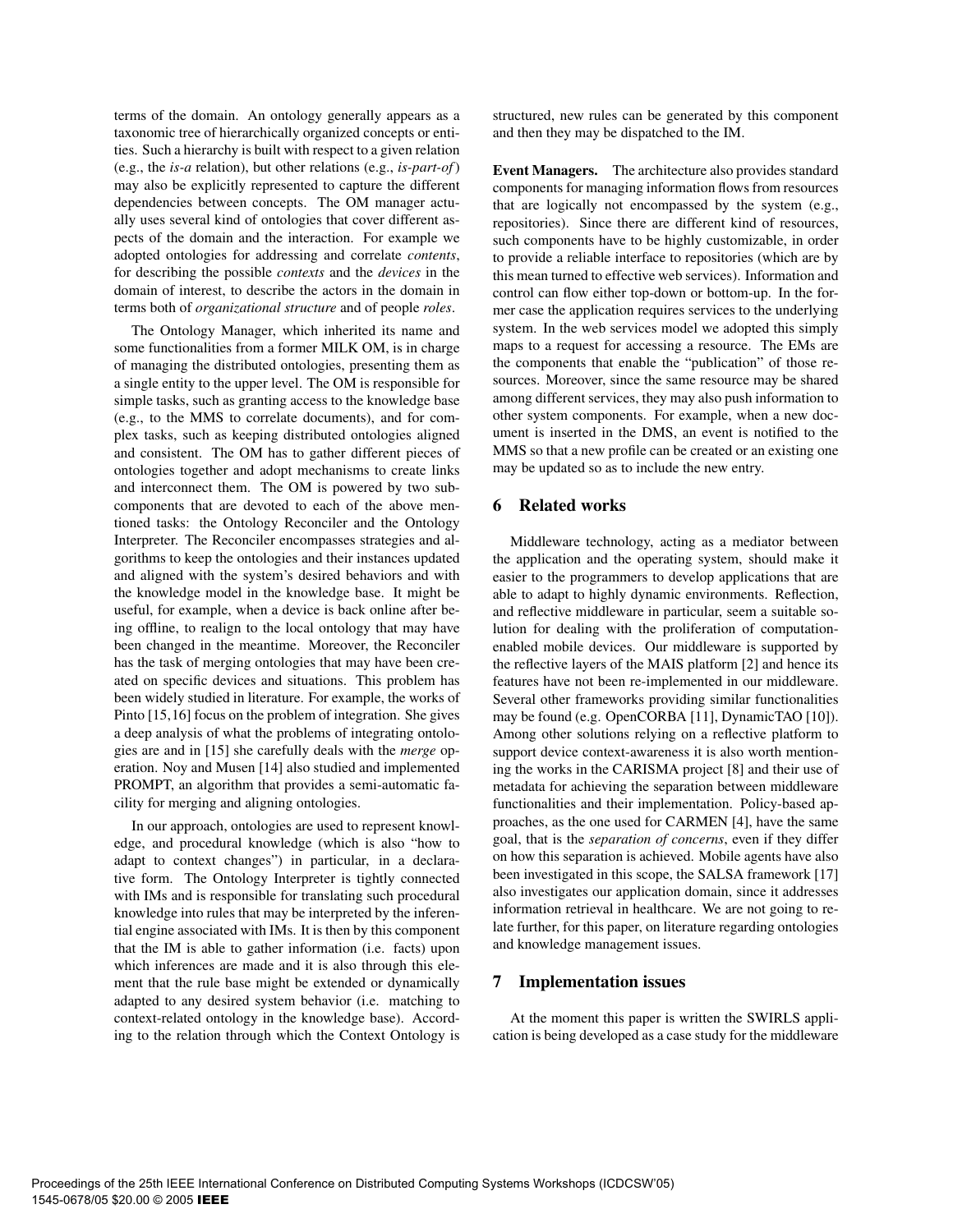terms of the domain. An ontology generally appears as a taxonomic tree of hierarchically organized concepts or entities. Such a hierarchy is built with respect to a given relation (e.g., the *is-a* relation), but other relations (e.g., *is-part-of*) may also be explicitly represented to capture the different dependencies between concepts. The OM manager actually uses several kind of ontologies that cover different aspects of the domain and the interaction. For example we adopted ontologies for addressing and correlate *contents*, for describing the possible *contexts* and the *devices* in the domain of interest, to describe the actors in the domain in terms both of *organizational structure* and of people *roles*.

The Ontology Manager, which inherited its name and some functionalities from a former MILK OM, is in charge of managing the distributed ontologies, presenting them as a single entity to the upper level. The OM is responsible for simple tasks, such as granting access to the knowledge base (e.g., to the MMS to correlate documents), and for complex tasks, such as keeping distributed ontologies aligned and consistent. The OM has to gather different pieces of ontologies together and adopt mechanisms to create links and interconnect them. The OM is powered by two subcomponents that are devoted to each of the above mentioned tasks: the Ontology Reconciler and the Ontology Interpreter. The Reconciler encompasses strategies and algorithms to keep the ontologies and their instances updated and aligned with the system's desired behaviors and with the knowledge model in the knowledge base. It might be useful, for example, when a device is back online after being offline, to realign to the local ontology that may have been changed in the meantime. Moreover, the Reconciler has the task of merging ontologies that may have been created on specific devices and situations. This problem has been widely studied in literature. For example, the works of Pinto [15,16] focus on the problem of integration. She gives a deep analysis of what the problems of integrating ontologies are and in [15] she carefully deals with the *merge* operation. Noy and Musen [14] also studied and implemented PROMPT, an algorithm that provides a semi-automatic facility for merging and aligning ontologies.

In our approach, ontologies are used to represent knowledge, and procedural knowledge (which is also "how to adapt to context changes") in particular, in a declarative form. The Ontology Interpreter is tightly connected with IMs and is responsible for translating such procedural knowledge into rules that may be interpreted by the inferential engine associated with IMs. It is then by this component that the IM is able to gather information (i.e. facts) upon which inferences are made and it is also through this element that the rule base might be extended or dynamically adapted to any desired system behavior (i.e. matching to context-related ontology in the knowledge base). According to the relation through which the Context Ontology is structured, new rules can be generated by this component and then they may be dispatched to the IM.

**Event Managers.** The architecture also provides standard components for managing information flows from resources that are logically not encompassed by the system (e.g., repositories). Since there are different kind of resources, such components have to be highly customizable, in order to provide a reliable interface to repositories (which are by this mean turned to effective web services). Information and control can flow either top-down or bottom-up. In the former case the application requires services to the underlying system. In the web services model we adopted this simply maps to a request for accessing a resource. The EMs are the components that enable the "publication" of those resources. Moreover, since the same resource may be shared among different services, they may also push information to other system components. For example, when a new document is inserted in the DMS, an event is notified to the MMS so that a new profile can be created or an existing one may be updated so as to include the new entry.

## 6 Related works

Middleware technology, acting as a mediator between the application and the operating system, should make it easier to the programmers to develop applications that are able to adapt to highly dynamic environments. Reflection, and reflective middleware in particular, seem a suitable solution for dealing with the proliferation of computation-enabled mobile devices. Our middleware is supported by the reflective layers of the MAIS platform [2] and hence its features have not been re-implemented in our middleware. Several other frameworks providing similar functionalities may be found (e.g. OpenCORBA [11], DynamicTAO [10]). Among other solutions relying on a reflective platform to support device context-awareness it is also worth mentioning the works in the CARISMA project [8] and their use of metadata for achieving the separation between middleware functionalities and their implementation. Policy-based approaches, as the one used for CARMEN [4], have the same goal, that is the *separation of concerns*, even if they differ on how this separation is achieved. Mobile agents have also been investigated in this scope, the SALSA framework [17] also investigates our application domain, since it addresses information retrieval in healthcare. We are not going to relate further, for this paper, on literature regarding ontologies and knowledge management issues.

## 7 Implementation issues

At the moment this paper is written the SWIRLS application is being developed as a case study for the middleware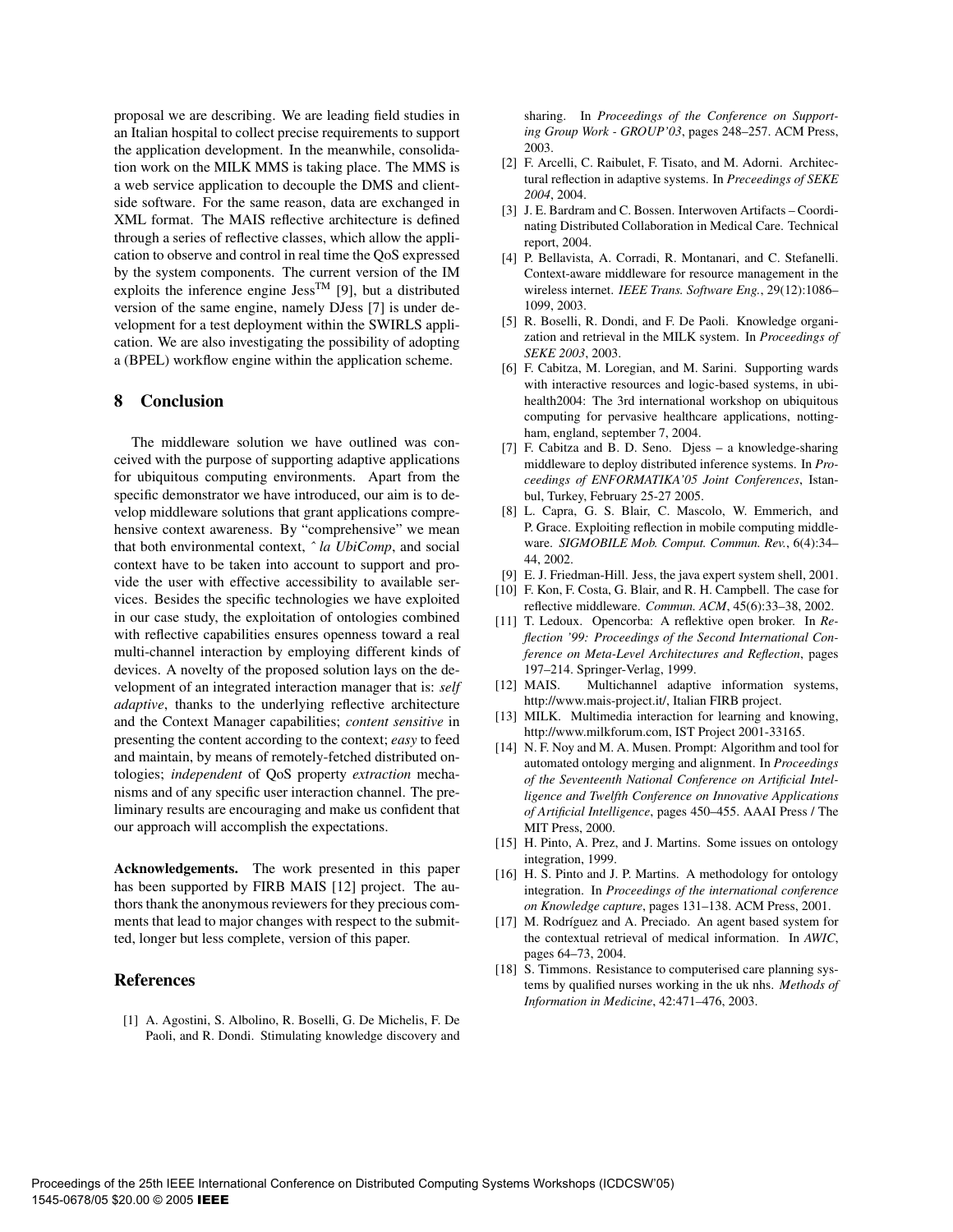proposal we are describing. We are leading field studies in an Italian hospital to collect precise requirements to support the application development. In the meanwhile, consolidation work on the MILK MMS is taking place. The MMS is a web service application to decouple the DMS and client-side software. For the same reason, data are exchanged in XML format. The MAIS reflective architecture is defined through a series of reflective classes, which allow the application to observe and control in real time the QoS expressed by the system components. The current version of the IM exploits the inference engine Jess$^{TM}$ [9], but a distributed version of the same engine, namely DJess [7] is under development for a test deployment within the SWIRLS application. We are also investigating the possibility of adopting a (BPEL) workflow engine within the application scheme.

## 8 Conclusion

The middleware solution we have outlined was conceived with the purpose of supporting adaptive applications for ubiquitous computing environments. Apart from the specific demonstrator we have introduced, our aim is to develop middleware solutions that grant applications comprehensive context awareness. By "comprehensive" we mean that both environmental context, *ˆ la UbiComp*, and social context have to be taken into account to support and provide the user with effective accessibility to available services. Besides the specific technologies we have exploited in our case study, the exploitation of ontologies combined with reflective capabilities ensures openness toward a real multi-channel interaction by employing different kinds of devices. A novelty of the proposed solution lays on the development of an integrated interaction manager that is: *self adaptive*, thanks to the underlying reflective architecture and the Context Manager capabilities; *content sensitive* in presenting the content according to the context; *easy* to feed and maintain, by means of remotely-fetched distributed ontologies; *independent* of QoS property *extraction* mechanisms and of any specific user interaction channel. The preliminary results are encouraging and make us confident that our approach will accomplish the expectations.

**Acknowledgements.** The work presented in this paper has been supported by FIRB MAIS [12] project. The authors thank the anonymous reviewers for they precious comments that lead to major changes with respect to the submitted, longer but less complete, version of this paper.

## References

[1] A. Agostini, S. Albolino, R. Boselli, G. De Michelis, F. De Paoli, and R. Dondi. Stimulating knowledge discovery and sharing. In *Proceedings of the Conference on Supporting Group Work - GROUP'03*, pages 248–257. ACM Press, 2003.

[2] F. Arcelli, C. Raibulet, F. Tisato, and M. Adorni. Architectural reflection in adaptive systems. In *Preceedings of SEKE 2004*, 2004.

[3] J. E. Bardram and C. Bossen. Interwoven Artifacts – Coordinating Distributed Collaboration in Medical Care. Technical report, 2004.

[4] P. Bellavista, A. Corradi, R. Montanari, and C. Stefanelli. Context-aware middleware for resource management in the wireless internet. *IEEE Trans. Software Eng.*, 29(12):1086–1099, 2003.

[5] R. Boselli, R. Dondi, and F. De Paoli. Knowledge organization and retrieval in the MILK system. In *Proceedings of SEKE 2003*, 2003.

[6] F. Cabitza, M. Loregian, and M. Sarini. Supporting wards with interactive resources and logic-based systems, in ubihealth2004: The 3rd international workshop on ubiquitous computing for pervasive healthcare applications, nottingham, england, september 7, 2004.

[7] F. Cabitza and B. D. Seno. Djess – a knowledge-sharing middleware to deploy distributed inference systems. In *Proceedings of ENFORMATIKA'05 Joint Conferences*, Istanbul, Turkey, February 25-27 2005.

[8] L. Capra, G. S. Blair, C. Mascolo, W. Emmerich, and P. Grace. Exploiting reflection in mobile computing middleware. *SIGMOBILE Mob. Comput. Commun. Rev.*, 6(4):34–44, 2002.

[9] E. J. Friedman-Hill. Jess, the java expert system shell, 2001.

[10] F. Kon, F. Costa, G. Blair, and R. H. Campbell. The case for reflective middleware. *Commun. ACM*, 45(6):33–38, 2002.

[11] T. Ledoux. Opencorba: A reflektive open broker. In *Reflection '99: Proceedings of the Second International Conference on Meta-Level Architectures and Reflection*, pages 197–214. Springer-Verlag, 1999.

[12] MAIS. Multichannel adaptive information systems, http://www.mais-project.it/, Italian FIRB project.

[13] MILK. Multimedia interaction for learning and knowing, http://www.milkforum.com, IST Project 2001-33165.

[14] N. F. Noy and M. A. Musen. Prompt: Algorithm and tool for automated ontology merging and alignment. In *Proceedings of the Seventeenth National Conference on Artificial Intelligence and Twelfth Conference on Innovative Applications of Artificial Intelligence*, pages 450–455. AAAI Press / The MIT Press, 2000.

[15] H. Pinto, A. Prez, and J. Martins. Some issues on ontology integration, 1999.

[16] H. S. Pinto and J. P. Martins. A methodology for ontology integration. In *Proceedings of the international conference on Knowledge capture*, pages 131–138. ACM Press, 2001.

[17] M. Rodríguez and A. Preciado. An agent based system for the contextual retrieval of medical information. In *AWIC*, pages 64–73, 2004.

[18] S. Timmons. Resistance to computerised care planning systems by qualified nurses working in the uk nhs. *Methods of Information in Medicine*, 42:471–476, 2003.